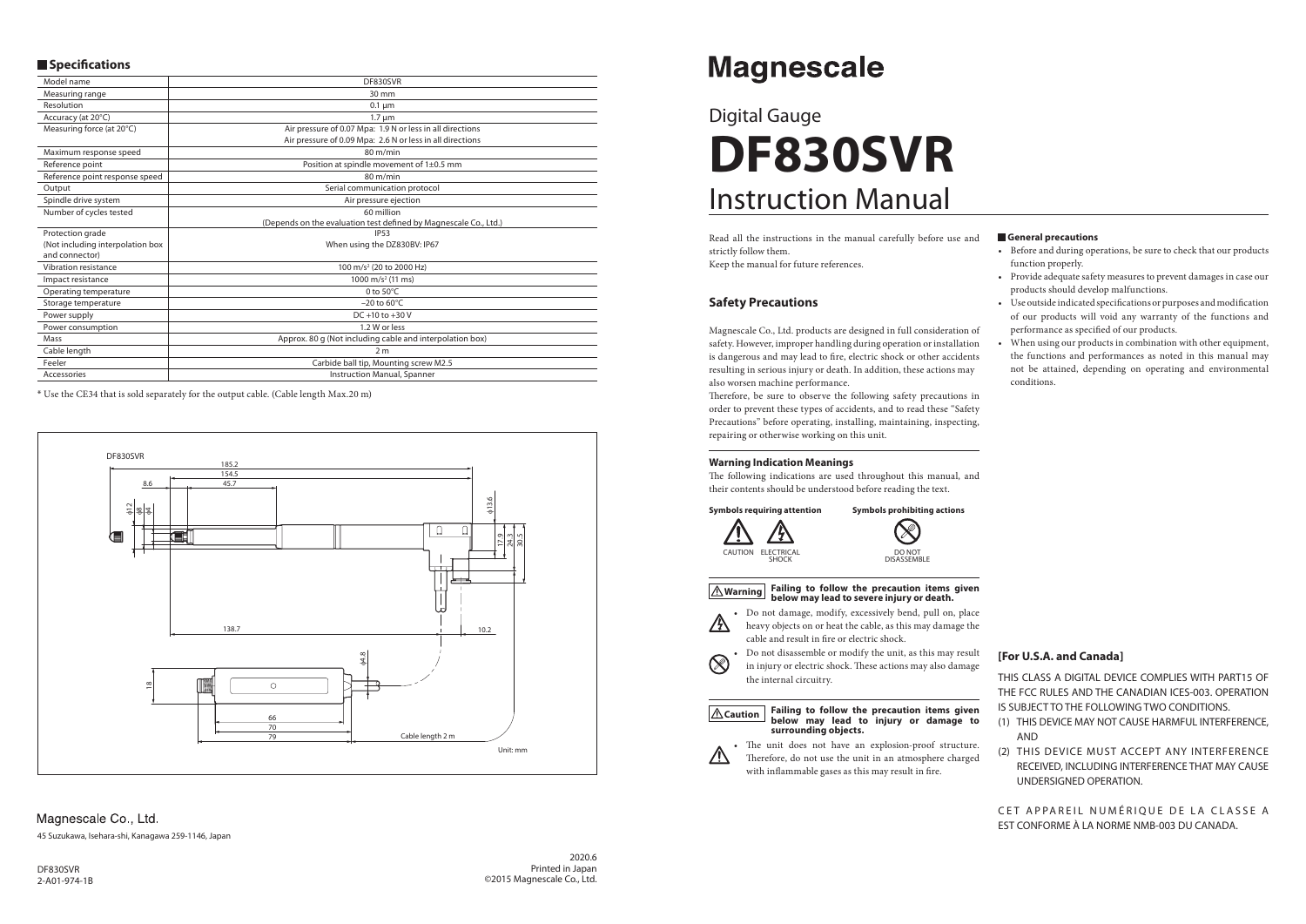## Specifications

| Model name | DF830SVR |
|---|---|
| Measuring range | 30 mm |
| Resolution | 0.1 μm |
| Accuracy (at 20°C) | 1.7 μm |
| Measuring force (at 20°C) | Air pressure of 0.07 Mpa: 1.9 N or less in all directions<br>Air pressure of 0.09 Mpa: 2.6 N or less in all directions |
| Maximum response speed | 80 m/min |
| Reference point | Position at spindle movement of 1±0.5 mm |
| Reference point response speed | 80 m/min |
| Output | Serial communication protocol |
| Spindle drive system | Air pressure ejection |
| Number of cycles tested | 60 million<br>(Depends on the evaluation test defined by Magnescale Co., Ltd.) |
| Protection grade<br>(Not including interpolation box and connector) | IP53<br>When using the DZ830BV: IP67 |
| Vibration resistance | 100 m/s² (20 to 2000 Hz) |
| Impact resistance | 1000 m/s² (11 ms) |
| Operating temperature | 0 to 50°C |
| Storage temperature | –20 to 60°C |
| Power supply | DC +10 to +30 V |
| Power consumption | 1.2 W or less |
| Mass | Approx. 80 g (Not including cable and interpolation box) |
| Cable length | 2 m |
| Feeler | Carbide ball tip, Mounting screw M2.5 |
| Accessories | Instruction Manual, Spanner |

* Use the CE34 that is sold separately for the output cable. (Cable length Max.20 m)

DF830SVR

185.2
154.5
45.7
8.6
ϕ12
ϕ8
ϕ4
ϕ13.6
17.9
24.3
30.5
138.7
10.2
ϕ4.8
18
66
70
79
Cable length 2 m

Unit: mm

Magnescale Co., Ltd.

45 Suzukawa, Isehara-shi, Kanagawa 259-1146, Japan

DF830SVR
2-A01-974-1B

2020.6
Printed in Japan
©2015 Magnescale Co., Ltd.

# Magnescale

## Digital Gauge
# DF830SVR
## Instruction Manual

Read all the instructions in the manual carefully before use and strictly follow them.
Keep the manual for future references.

## Safety Precautions

Magnescale Co., Ltd. products are designed in full consideration of safety. However, improper handling during operation or installation is dangerous and may lead to fire, electric shock or other accidents resulting in serious injury or death. In addition, these actions may also worsen machine performance.

Therefore, be sure to observe the following safety precautions in order to prevent these types of accidents, and to read these "Safety Precautions" before operating, installing, maintaining, inspecting, repairing or otherwise working on this unit.

### Warning Indication Meanings

The following indications are used throughout this manual, and their contents should be understood before reading the text.

**Symbols requiring attention**

CAUTION ELECTRICAL SHOCK

**Symbols prohibiting actions**

DO NOT DISASSEMBLE

**⚠Warning** **Failing to follow the precaution items given below may lead to severe injury or death.**

- Do not damage, modify, excessively bend, pull on, place heavy objects on or heat the cable, as this may damage the cable and result in fire or electric shock.
- Do not disassemble or modify the unit, as this may result in injury or electric shock. These actions may also damage the internal circuitry.

**⚠Caution** **Failing to follow the precaution items given below may lead to injury or damage to surrounding objects.**

- The unit does not have an explosion-proof structure. Therefore, do not use the unit in an atmosphere charged with inflammable gases as this may result in fire.

### General precautions

- Before and during operations, be sure to check that our products function properly.
- Provide adequate safety measures to prevent damages in case our products should develop malfunctions.
- Use outside indicated specifications or purposes and modification of our products will void any warranty of the functions and performance as specified of our products.
- When using our products in combination with other equipment, the functions and performances as noted in this manual may not be attained, depending on operating and environmental conditions.

**[For U.S.A. and Canada]**

THIS CLASS A DIGITAL DEVICE COMPLIES WITH PART15 OF THE FCC RULES AND THE CANADIAN ICES-003. OPERATION IS SUBJECT TO THE FOLLOWING TWO CONDITIONS.

(1) THIS DEVICE MAY NOT CAUSE HARMFUL INTERFERENCE, AND
(2) THIS DEVICE MUST ACCEPT ANY INTERFERENCE RECEIVED, INCLUDING INTERFERENCE THAT MAY CAUSE UNDERSIGNED OPERATION.

CET APPAREIL NUMÉRIQUE DE LA CLASSE A EST CONFORME À LA NORME NMB-003 DU CANADA.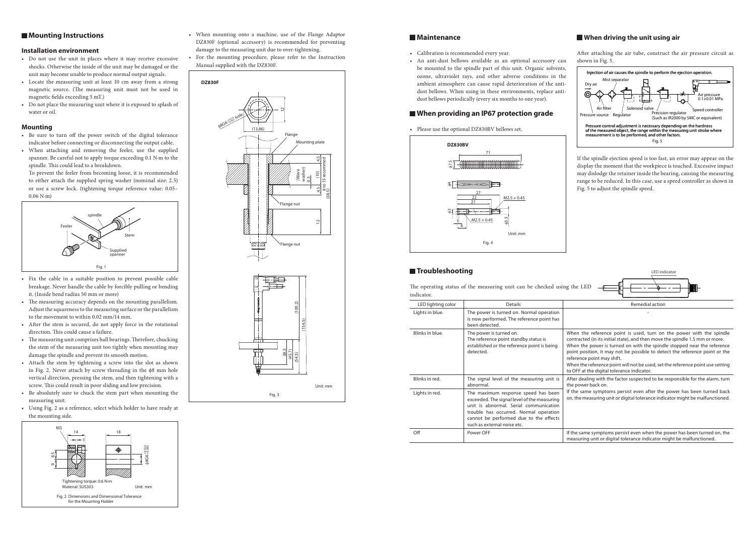## Mounting Instructions

### Installation environment

- Do not use the unit in places where it may receive excessive shocks. Otherwise the inside of the unit may be damaged or the unit may become unable to produce normal output signals.
- Locate the measuring unit at least 10 cm away from a strong magnetic source. (The measuring unit must not be used in magnetic fields exceeding 5 mT.)
- Do not place the measuring unit where it is exposed to splash of water or oil.

### Mounting

- Be sure to turn off the power switch of the digital tolerance indicator before connecting or disconnecting the output cable.
- When attaching and removing the feeler, use the supplied spanner. Be careful not to apply torque exceeding 0.1 N·m to the spindle. This could lead to a breakdown.
  To prevent the feeler from becoming loose, it is recommended to either attach the supplied spring washer (nominal size: 2.5) or use a screw lock. (tightening torque reference value: 0.05–0.06 N·m)

spindle
Feeler
Stem
Supplied spanner

Fig. 1

- Fix the cable in a suitable position to prevent possible cable breakage. Never handle the cable by forcibly pulling or bending it. (Inside bend radius 50 mm or more)
- The measuring accuracy depends on the mounting parallelism. Adjust the squareness to the measuring surface or the parallelism to the movement to within 0.02 mm/14 mm.
- After the stem is secured, do not apply force in the rotational direction. This could cause a failure.
- The measuring unit comprises ball bearings. Therefore, chucking the stem of the measuring unit too tightly when mounting may damage the spindle and prevent its smooth motion.
- Attach the stem by tightening a screw into the slot as shown in Fig. 2. Never attach by screw threading in the ϕ8 mm hole vertical direction, pressing the stem, and then tightening with a screw. This could result in poor sliding and low precision.
- Be absolutely sure to chuck the stem part when mounting the measuring unit.
- Using Fig. 2 as a reference, select which holder to have ready at the mounting side.

M3
14
18
8.5
9
ϕ8G6 $^{+0.014}_{+0.005}$
Tightening torque: 0.6 N·m
Material: SUS303
Unit: mm

Fig. 2 Dimensions and Dimensional Tolerance for the Mounting Holder

- When mounting onto a machine, use of the Flange Adaptor DZ830F (optional accessory) is recommended for preventing damage to the measuring unit due to over-tightening.
- For the mounting procedure, please refer to the Instruction Manual supplied with the DZ830F.

**DZ830F**

ϕ8G6 $^{+0.014}_{+0.005}$ hole
12
(13.86)
Flange
Mounting plate
4.5
(Wave washer) 0.3
(10)
6 to 15 recommed
4.5
(38.5)
Flange nut
12
Flange nut

(100.2)
(154.5)
38.5
(45.7)
(54.3)

Unit: mm

Fig. 3

## Maintenance

- Calibration is recommended every year.
- An anti-dust bellows available as an optional accessory can be mounted to the spindle part of this unit. Organic solvents, ozone, ultraviolet rays, and other adverse conditions in the ambient atmosphere can cause rapid deterioration of the anti-dust bellows. When using in these environments, replace anti-dust bellows periodically (every six months to one year).

## When providing an IP67 protection grade

- Please use the optional DZ830BV bellows set.

**DZ830BV**

71
ϕ7.5
ϕ4
27
22
21
M2.5 × 0.45
ϕ3
1
6
M2.5 × 0.45
ϕ3.5

Unit: mm

Fig. 4

## When driving the unit using air

After attaching the air tube, construct the air pressure circuit as shown in Fig. 5.

Injection of air causes the spindle to perform the ejection operation.
Dry air
Mist separator
Air pressure 0.1±0.01 MPa
Air filter
Solenoid valve
Speed controller
Pressure source
Regulator
Precision regulator (Such as IR2000 by SMC or equivalent)
Pressure control adjustment is necessary depending on the hardness of the measured object, the range within the measuring unit stroke where measurement is to be performed, and other factors.

Fig. 5

If the spindle ejection speed is too fast, an error may appear on the display the moment that the workpiece is touched. Excessive impact may dislodge the retainer inside the bearing, causing the measuring range to be reduced. In this case, use a speed controller as shown in Fig. 5 to adjust the spindle speed.

## Troubleshooting

LED indicator

The operating status of the measuring unit can be checked using the LED indicator.

| LED lighting color | Details | Remedial action |
|---|---|---|
| Lights in blue. | The power is turned on. Normal operation is now performed. The reference point has been detected. | - |
| Blinks in blue. | The power is turned on. The reference point standby status is established or the reference point is being detected. | When the reference point is used, turn on the power with the spindle contracted (in its initial state), and then move the spindle 1.5 mm or more. When the power is turned on with the spindle stopped near the reference point position, it may not be possible to detect the reference point or the reference point may shift. When the reference point will not be used, set the reference point use setting to OFF at the digital tolerance indicator. |
| Blinks in red. | The signal level of the measuring unit is abnormal. | After dealing with the factor suspected to be responsible for the alarm, turn the power back on. If the same symptoms persist even after the power has been turned back on, the measuring unit or digital tolerance indicator might be malfunctioned. |
| Lights in red. | The maximum response speed has been exceeded. The signal level of the measuring unit is abnormal. Serial communication trouble has occurred. Normal operation cannot be performed due to the effects such as external noise etc. | |
| Off | Power OFF | If the same symptoms persist even when the power has been turned on, the measuring unit or digital tolerance indicator might be malfunctioned. |